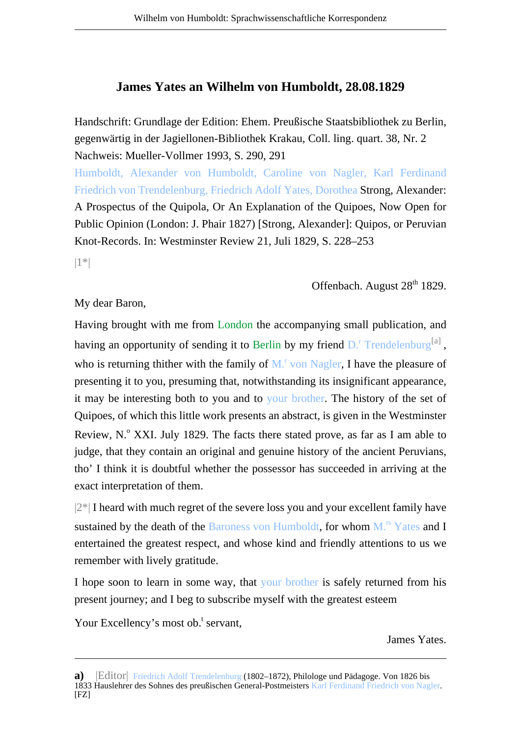# James Yates an Wilhelm von Humboldt, 28.08.1829

Handschrift: Grundlage der Edition: Ehem. Preußische Staatsbibliothek zu Berlin, gegenwärtig in der Jagiellonen-Bibliothek Krakau, Coll. ling. quart. 38, Nr. 2
Nachweis: Mueller-Vollmer 1993, S. 290, 291
Humboldt, Alexander von Humboldt, Caroline von Nagler, Karl Ferdinand Friedrich von Trendelenburg, Friedrich Adolf Yates, Dorothea Strong, Alexander: A Prospectus of the Quipola, Or An Explanation of the Quipoes, Now Open for Public Opinion (London: J. Phair 1827) [Strong, Alexander]: Quipos, or Peruvian Knot-Records. In: Westminster Review 21, Juli 1829, S. 228–253

|1*|

Offenbach. August 28th 1829.

My dear Baron,

Having brought with me from London the accompanying small publication, and having an opportunity of sending it to Berlin by my friend D.r Trendelenburg[a], who is returning thither with the family of M.r von Nagler, I have the pleasure of presenting it to you, presuming that, notwithstanding its insignificant appearance, it may be interesting both to you and to your brother. The history of the set of Quipoes, of which this little work presents an abstract, is given in the Westminster Review, N.o XXI. July 1829. The facts there stated prove, as far as I am able to judge, that they contain an original and genuine history of the ancient Peruvians, tho' I think it is doubtful whether the possessor has succeeded in arriving at the exact interpretation of them.

|2*| I heard with much regret of the severe loss you and your excellent family have sustained by the death of the Baroness von Humboldt, for whom M.rs Yates and I entertained the greatest respect, and whose kind and friendly attentions to us we remember with lively gratitude.

I hope soon to learn in some way, that your brother is safely returned from his present journey; and I beg to subscribe myself with the greatest esteem

Your Excellency's most ob.t servant,

James Yates.

---

**a)** |Editor| Friedrich Adolf Trendelenburg (1802–1872), Philologe und Pädagoge. Von 1826 bis 1833 Hauslehrer des Sohnes des preußischen General-Postmeisters Karl Ferdinand Friedrich von Nagler. [FZ]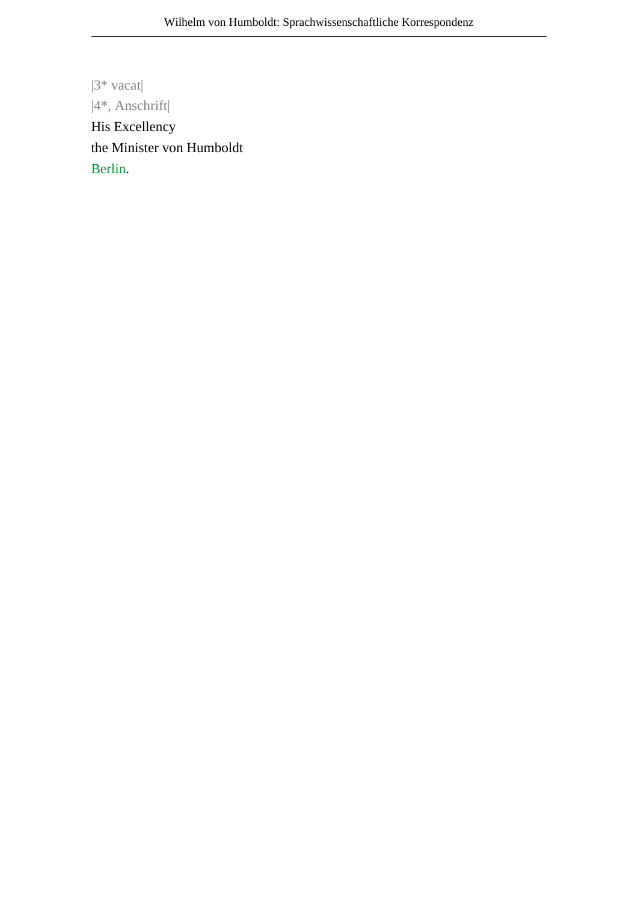|3* vacat|

|4*, Anschrift|

His Excellency

the Minister von Humboldt

Berlin.